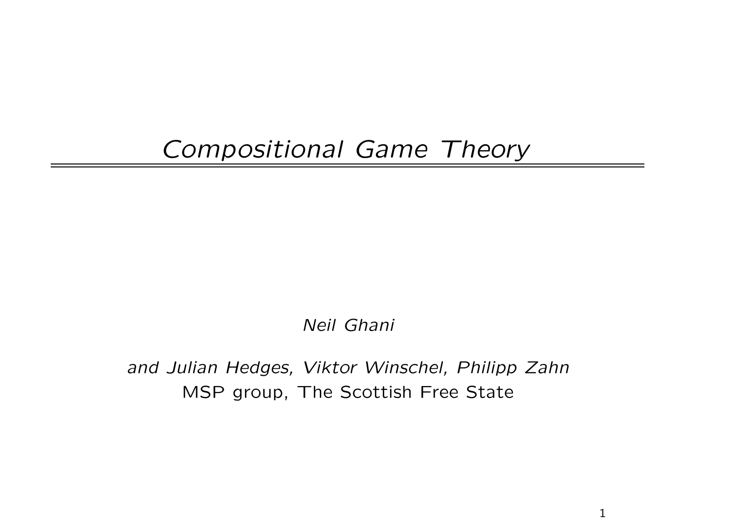# *Compositional Game Theory*

*Neil Ghani*

*and Julian Hedges, Viktor Winschel, Philipp Zahn*

MSP group, The Scottish Free State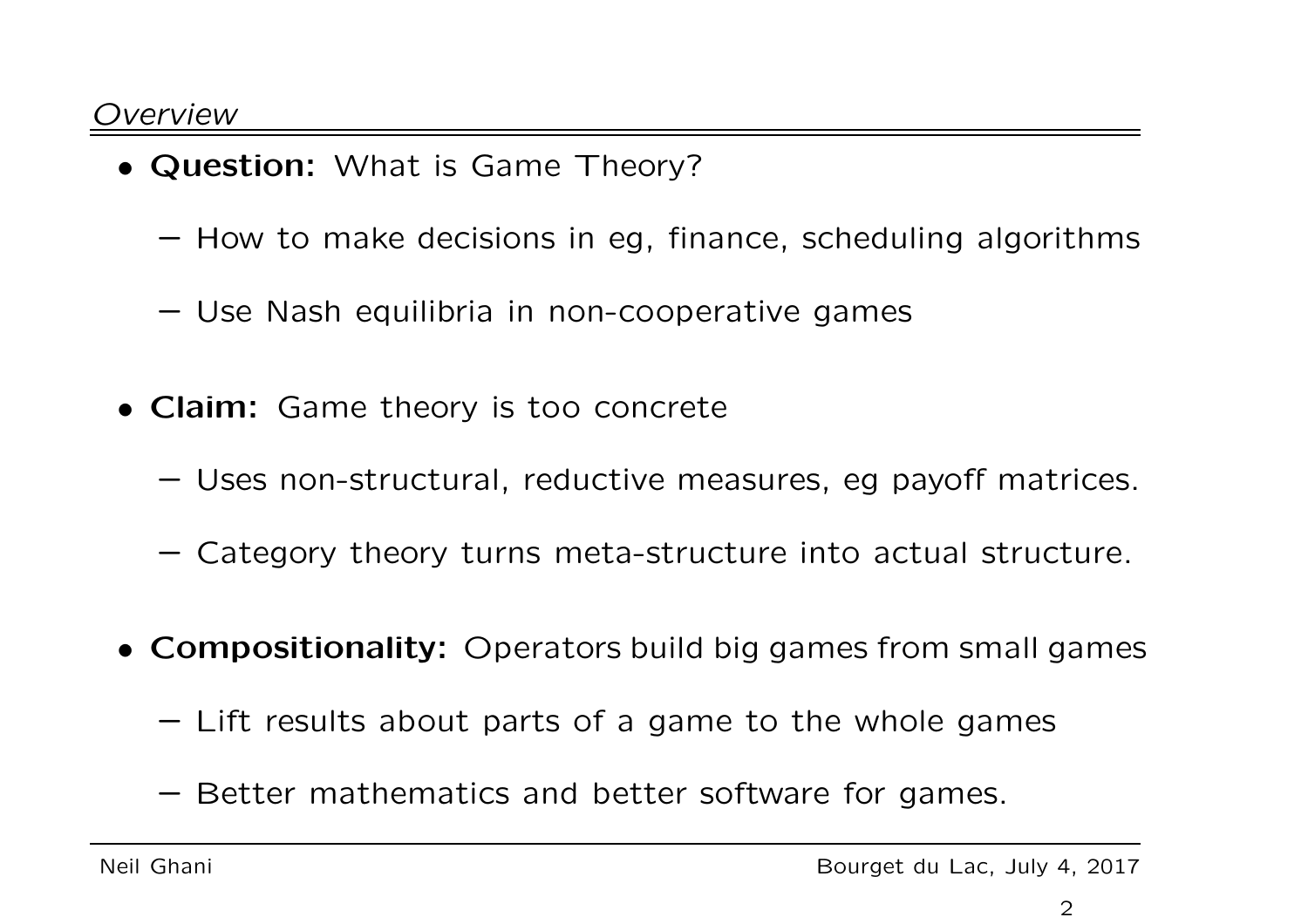*Overview*

- **Question:** What is Game Theory?
  - How to make decisions in eg, finance, scheduling algorithms
  - Use Nash equilibria in non-cooperative games

- **Claim:** Game theory is too concrete
  - Uses non-structural, reductive measures, eg payoff matrices.
  - Category theory turns meta-structure into actual structure.

- **Compositionality:** Operators build big games from small games
  - Lift results about parts of a game to the whole games
  - Better mathematics and better software for games.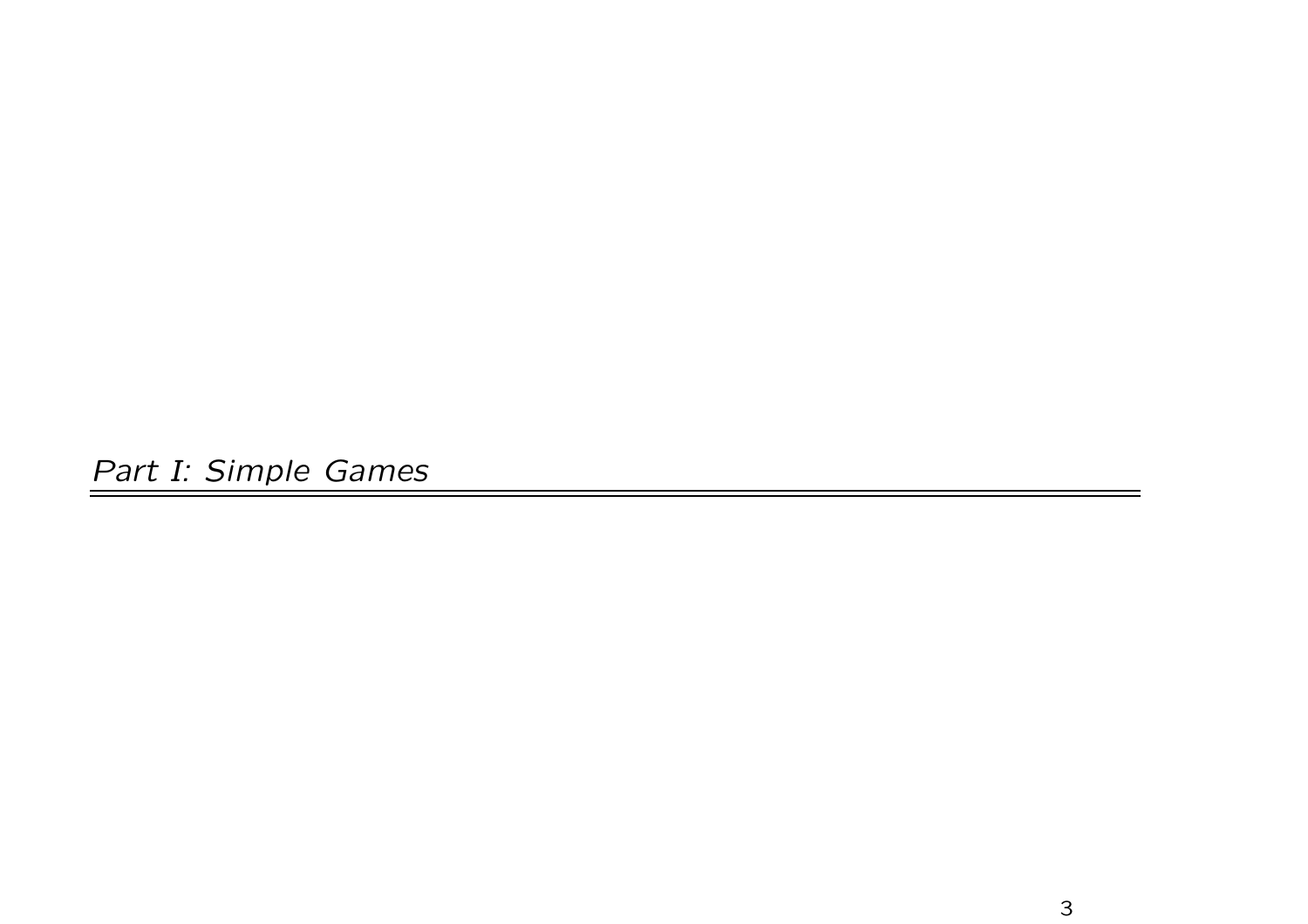# *Part I: Simple Games*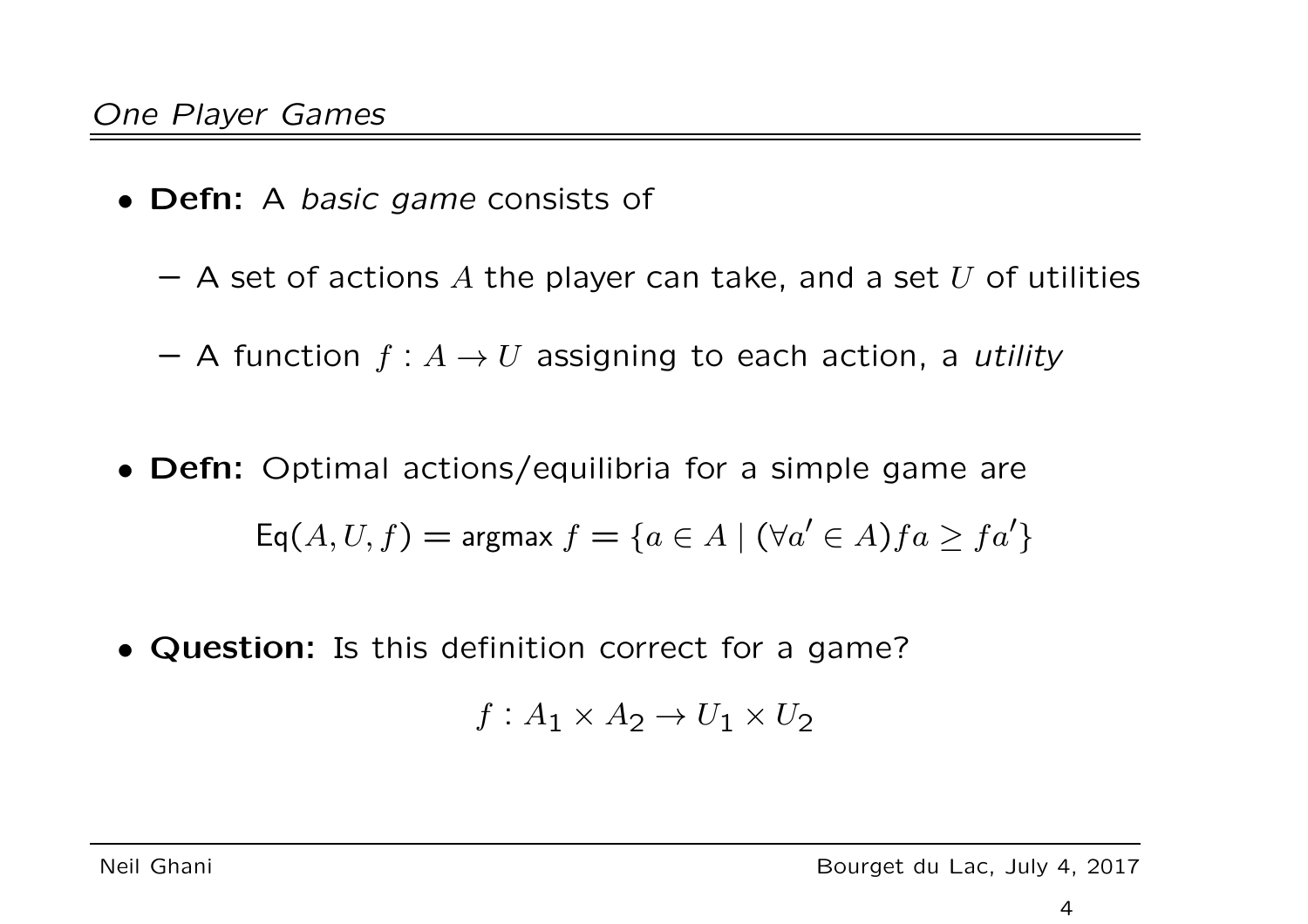## *One Player Games*

- **Defn:** A *basic game* consists of
  - A set of actions $A$ the player can take, and a set $U$ of utilities
  - A function $f : A \to U$ assigning to each action, a *utility*

- **Defn:** Optimal actions/equilibria for a simple game are

$$\mathsf{Eq}(A, U, f) = \mathsf{argmax}\ f = \{a \in A \mid (\forall a' \in A) f a \geq f a'\}$$

- **Question:** Is this definition correct for a game?

$$f : A_1 \times A_2 \to U_1 \times U_2$$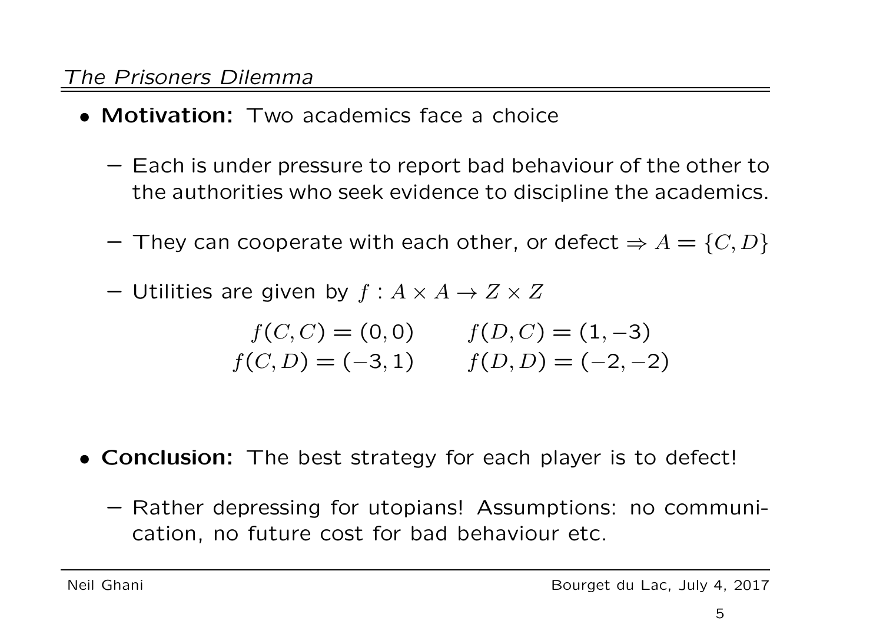*The Prisoners Dilemma*

- **Motivation:** Two academics face a choice
  - Each is under pressure to report bad behaviour of the other to the authorities who seek evidence to discipline the academics.
  - They can cooperate with each other, or defect $\Rightarrow A = \{C, D\}$
  - Utilities are given by $f : A \times A \to Z \times Z$

$$
\begin{array}{cc}
f(C,C) = (0,0) & f(D,C) = (1,-3) \\
f(C,D) = (-3,1) & f(D,D) = (-2,-2)
\end{array}
$$

- **Conclusion:** The best strategy for each player is to defect!
  - Rather depressing for utopians! Assumptions: no communication, no future cost for bad behaviour etc.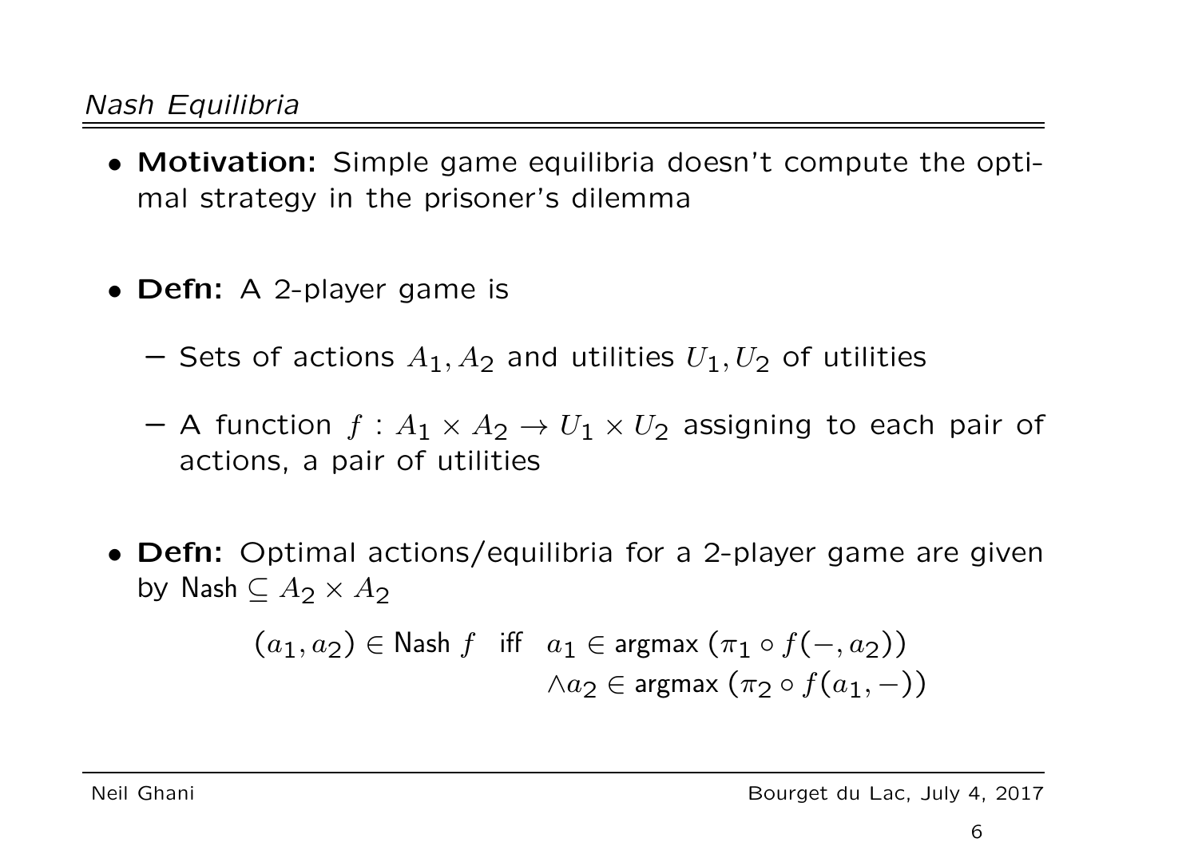*Nash Equilibria*

- **Motivation:** Simple game equilibria doesn't compute the optimal strategy in the prisoner's dilemma

- **Defn:** A 2-player game is

  - Sets of actions $A_1, A_2$ and utilities $U_1, U_2$ of utilities

  - A function $f : A_1 \times A_2 \to U_1 \times U_2$ assigning to each pair of actions, a pair of utilities

- **Defn:** Optimal actions/equilibria for a 2-player game are given by $\mathsf{Nash} \subseteq A_2 \times A_2$

$$(a_1, a_2) \in \mathsf{Nash}\ f \quad \text{iff} \quad a_1 \in \mathsf{argmax}\ (\pi_1 \circ f(-, a_2)) \\ \wedge a_2 \in \mathsf{argmax}\ (\pi_2 \circ f(a_1, -))$$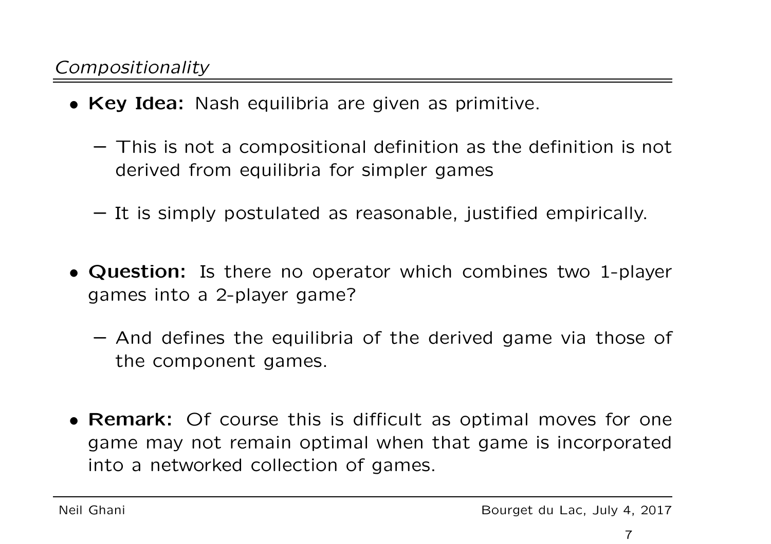## *Compositionality*

- **Key Idea:** Nash equilibria are given as primitive.
  - This is not a compositional definition as the definition is not derived from equilibria for simpler games
  - It is simply postulated as reasonable, justified empirically.
- **Question:** Is there no operator which combines two 1-player games into a 2-player game?
  - And defines the equilibria of the derived game via those of the component games.
- **Remark:** Of course this is difficult as optimal moves for one game may not remain optimal when that game is incorporated into a networked collection of games.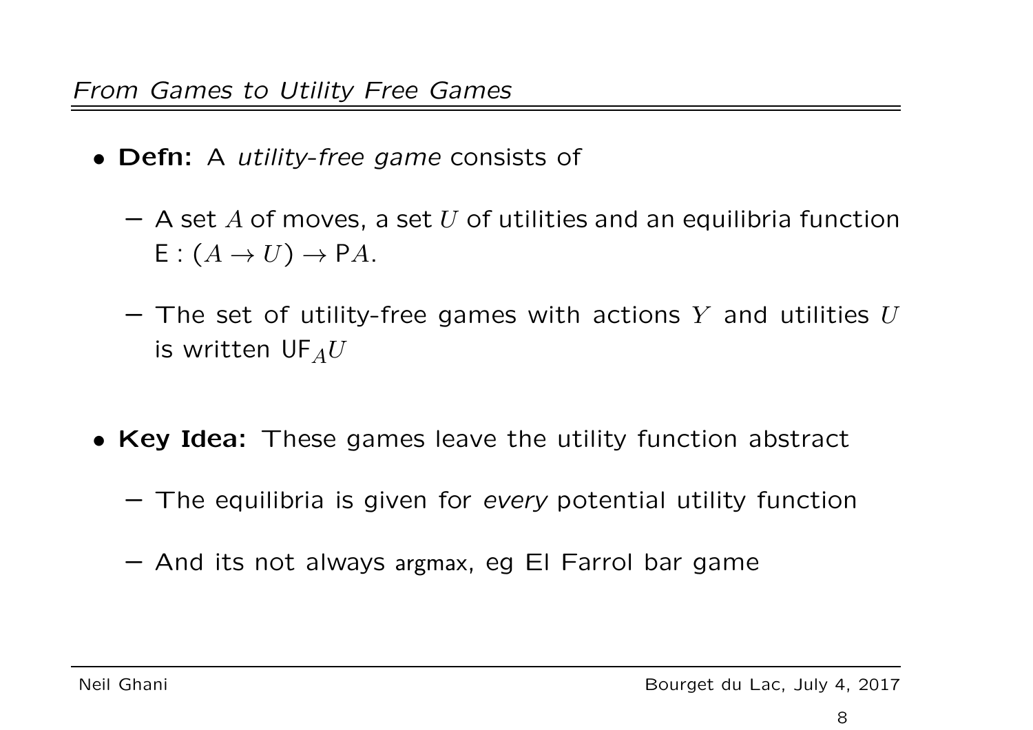## *From Games to Utility Free Games*

- **Defn:** A *utility-free game* consists of
  - A set $A$ of moves, a set $U$ of utilities and an equilibria function $\mathsf{E} : (A \to U) \to \mathsf{P}A$.
  - The set of utility-free games with actions $Y$ and utilities $U$ is written $\mathsf{UF}_A U$
- **Key Idea:** These games leave the utility function abstract
  - The equilibria is given for *every* potential utility function
  - And its not always argmax, eg El Farrol bar game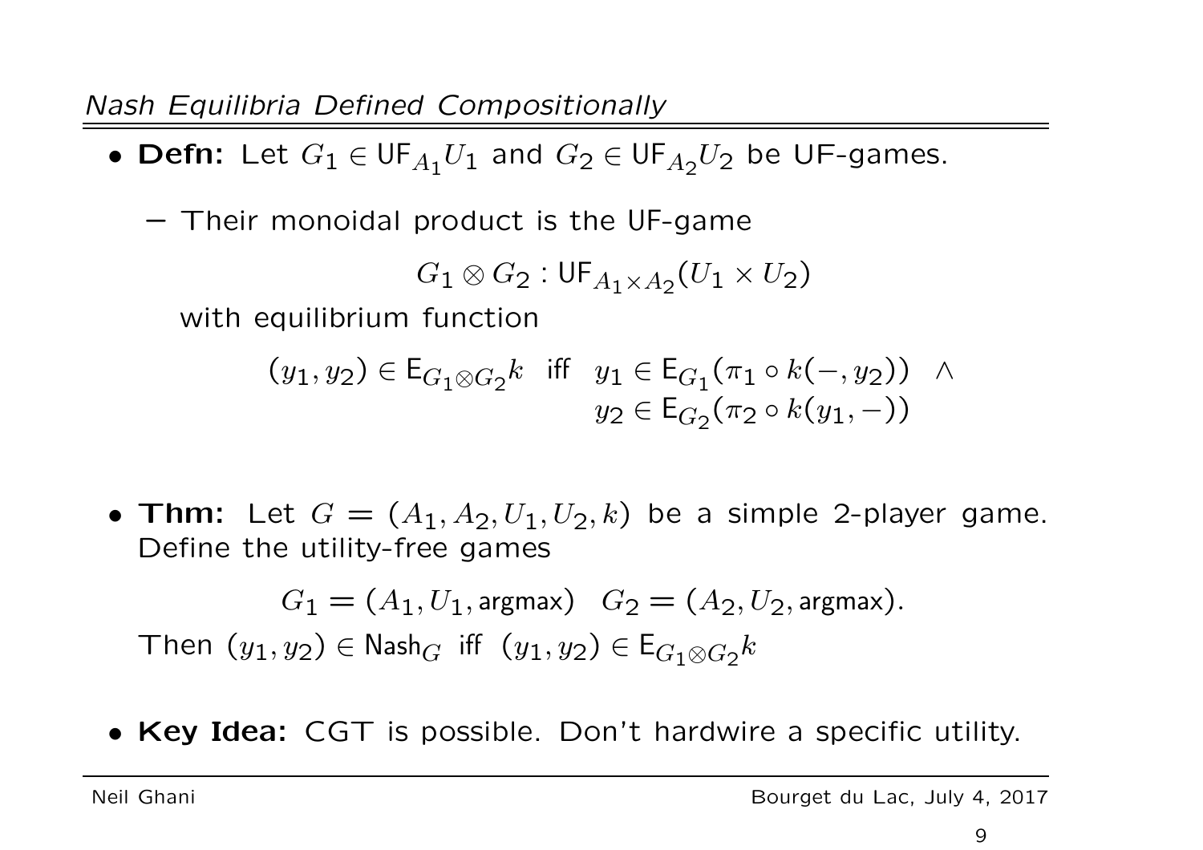## *Nash Equilibria Defined Compositionally*

- **Defn:** Let $G_1 \in \mathsf{UF}_{A_1} U_1$ and $G_2 \in \mathsf{UF}_{A_2} U_2$ be UF-games.

  – Their monoidal product is the UF-game

  $$G_1 \otimes G_2 : \mathsf{UF}_{A_1 \times A_2}(U_1 \times U_2)$$

  with equilibrium function

  $$(y_1, y_2) \in \mathsf{E}_{G_1 \otimes G_2} k \quad \text{iff} \quad \begin{array}{l} y_1 \in \mathsf{E}_{G_1}(\pi_1 \circ k(-, y_2)) \quad \wedge \\ y_2 \in \mathsf{E}_{G_2}(\pi_2 \circ k(y_1, -)) \end{array}$$

- **Thm:** Let $G = (A_1, A_2, U_1, U_2, k)$ be a simple 2-player game. Define the utility-free games

  $$G_1 = (A_1, U_1, \mathsf{argmax}) \quad G_2 = (A_2, U_2, \mathsf{argmax}).$$

  Then $(y_1, y_2) \in \mathsf{Nash}_G$ iff $(y_1, y_2) \in \mathsf{E}_{G_1 \otimes G_2} k$

- **Key Idea:** CGT is possible. Don't hardwire a specific utility.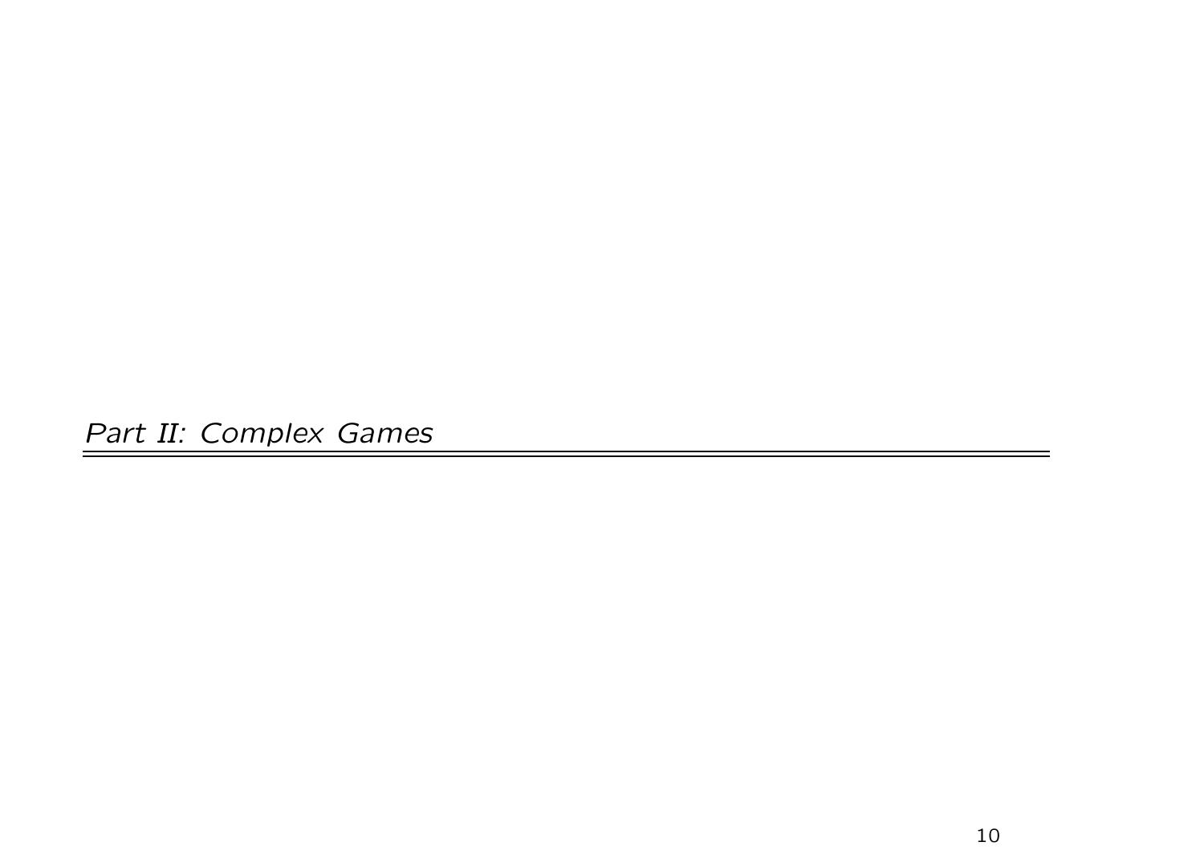# *Part II: Complex Games*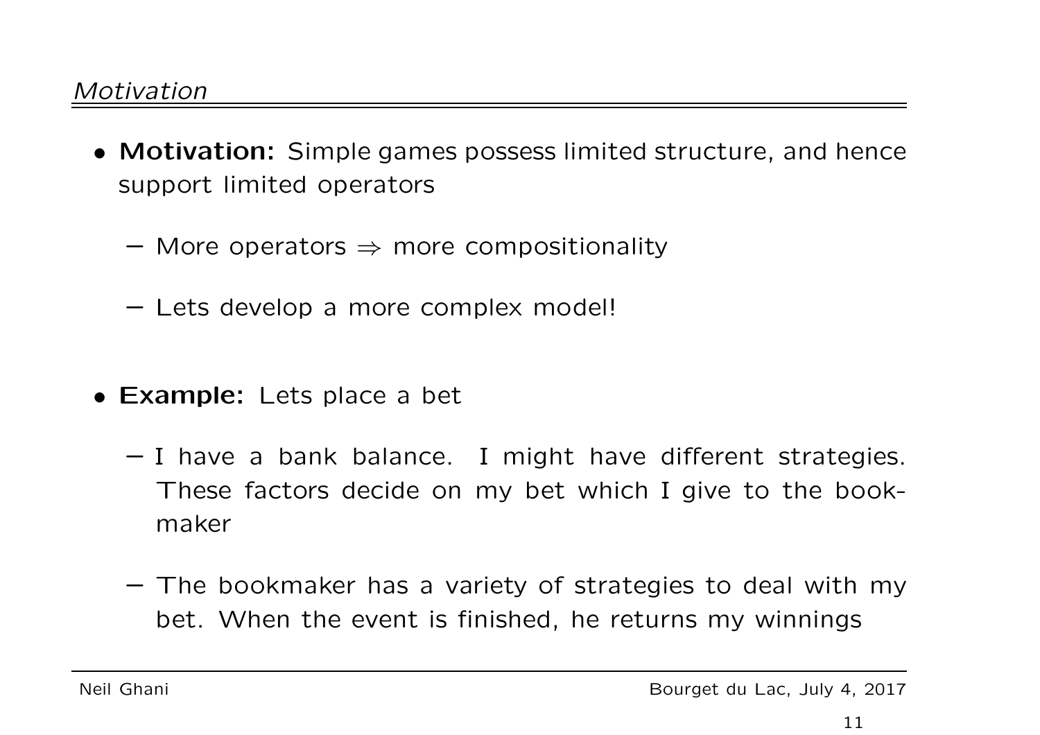## *Motivation*

- **Motivation:** Simple games possess limited structure, and hence support limited operators
  - More operators $\Rightarrow$ more compositionality
  - Lets develop a more complex model!

- **Example:** Lets place a bet
  - I have a bank balance. I might have different strategies. These factors decide on my bet which I give to the bookmaker
  - The bookmaker has a variety of strategies to deal with my bet. When the event is finished, he returns my winnings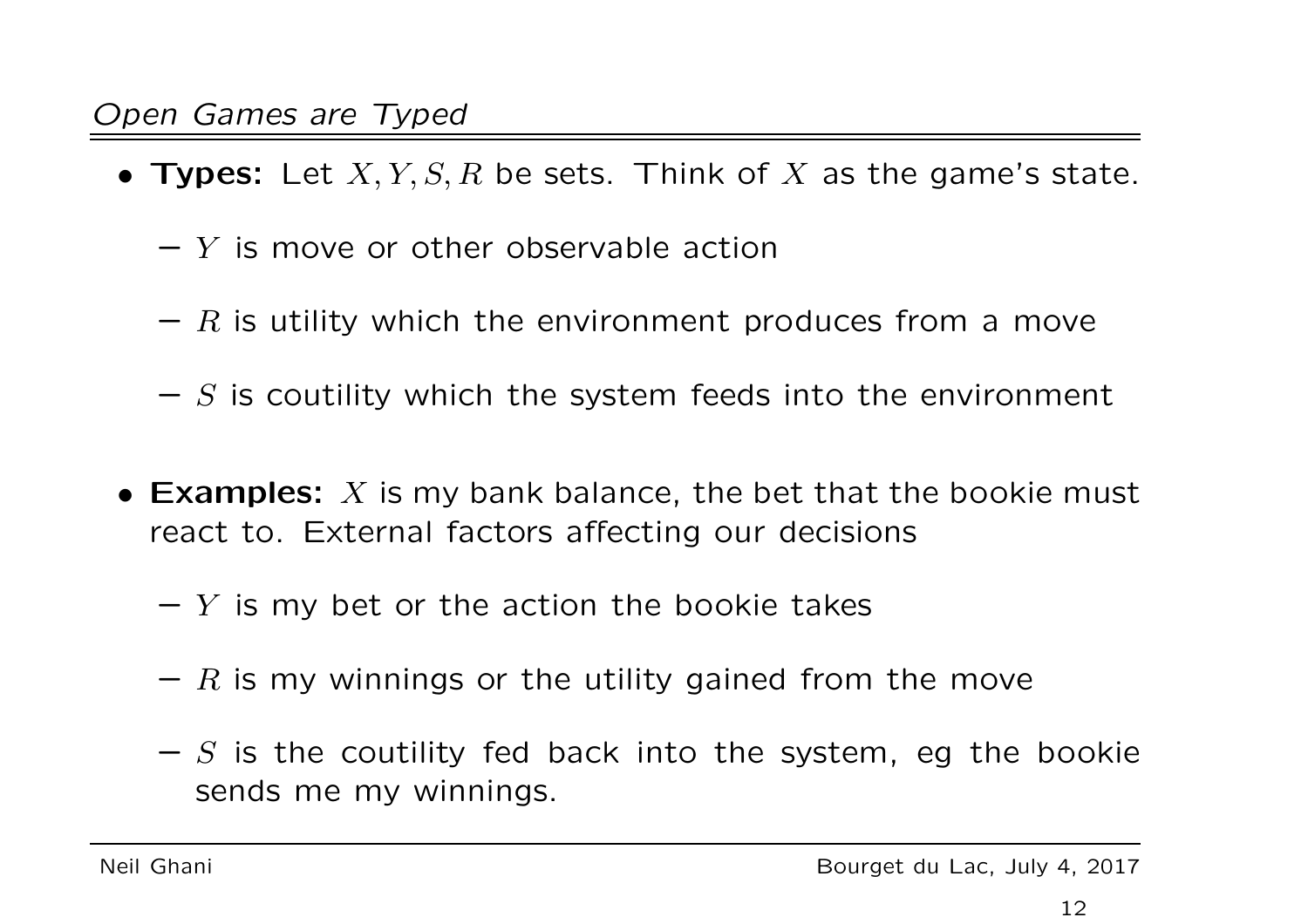*Open Games are Typed*

- **Types:** Let $X, Y, S, R$ be sets. Think of $X$ as the game's state.
  - $Y$ is move or other observable action
  - $R$ is utility which the environment produces from a move
  - $S$ is coutility which the system feeds into the environment

- **Examples:** $X$ is my bank balance, the bet that the bookie must react to. External factors affecting our decisions
  - $Y$ is my bet or the action the bookie takes
  - $R$ is my winnings or the utility gained from the move
  - $S$ is the coutility fed back into the system, eg the bookie sends me my winnings.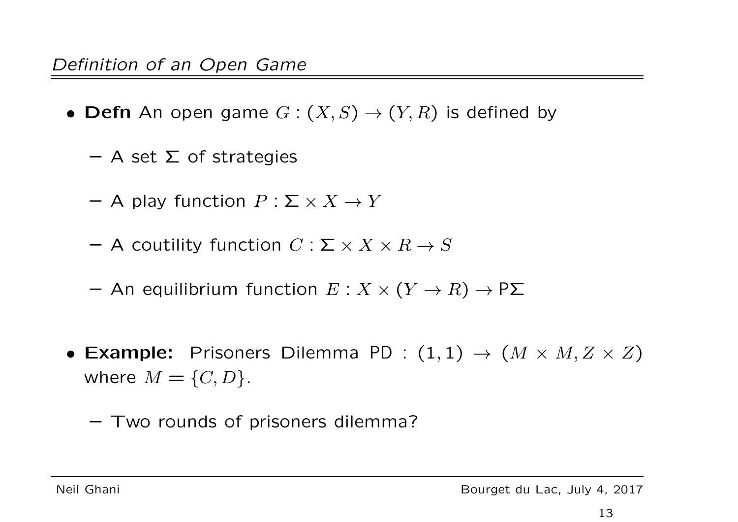## *Definition of an Open Game*

- **Defn** An open game $G : (X, S) \to (Y, R)$ is defined by
  - A set $\Sigma$ of strategies
  - A play function $P : \Sigma \times X \to Y$
  - A coutility function $C : \Sigma \times X \times R \to S$
  - An equilibrium function $E : X \times (Y \to R) \to \mathsf{P}\Sigma$

- **Example:** Prisoners Dilemma PD : $(1, 1) \to (M \times M, Z \times Z)$ where $M = \{C, D\}$.
  - Two rounds of prisoners dilemma?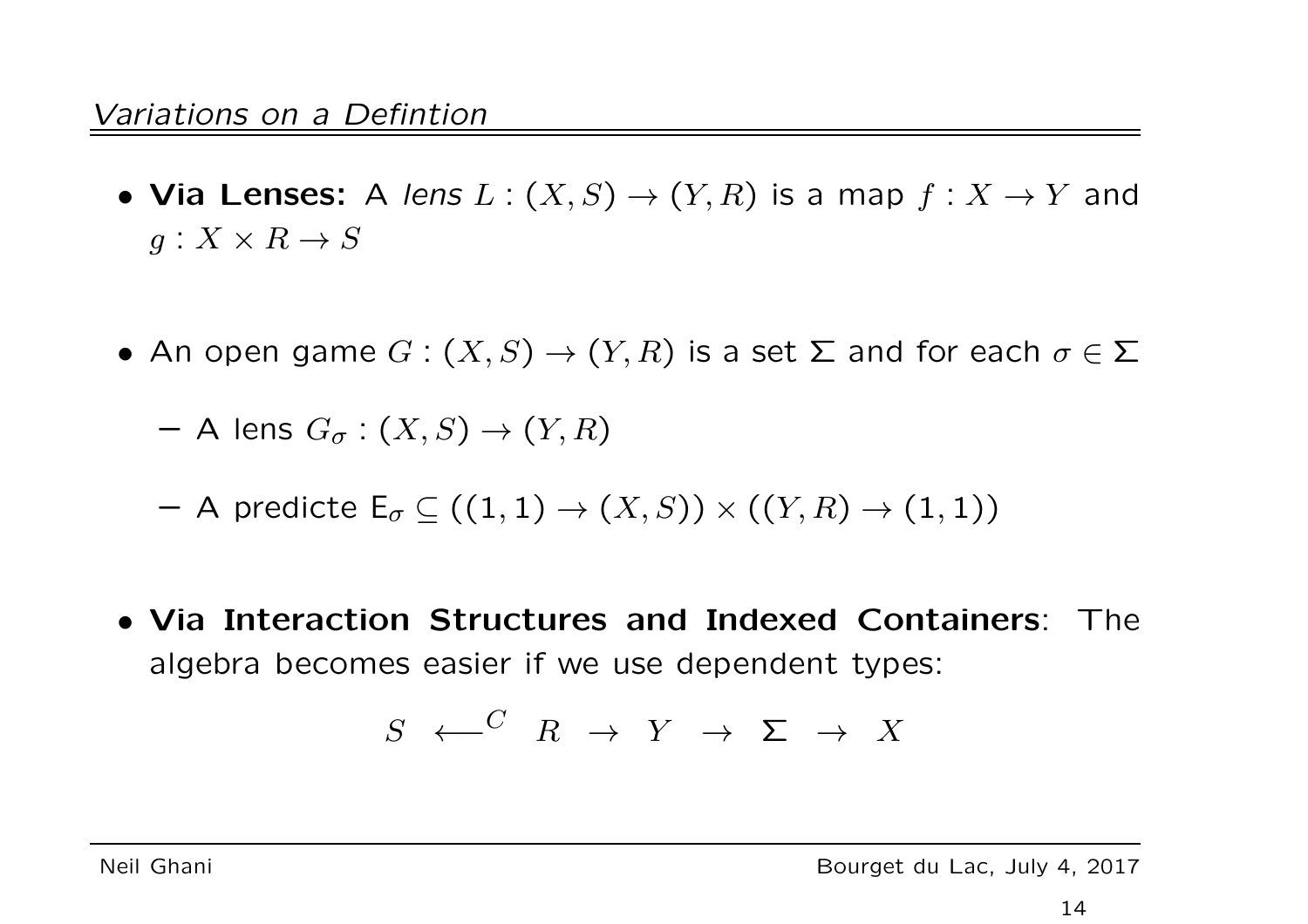## *Variations on a Defintion*

- **Via Lenses:** A *lens* $L : (X, S) \to (Y, R)$ is a map $f : X \to Y$ and $g : X \times R \to S$

- An open game $G : (X, S) \to (Y, R)$ is a set $\Sigma$ and for each $\sigma \in \Sigma$
  - A lens $G_\sigma : (X, S) \to (Y, R)$
  - A predicte $\mathsf{E}_\sigma \subseteq ((1, 1) \to (X, S)) \times ((Y, R) \to (1, 1))$

- **Via Interaction Structures and Indexed Containers**: The algebra becomes easier if we use dependent types:

$$S \;\xleftarrow{\;\;C\;\;}\; R \;\to\; Y \;\to\; \Sigma \;\to\; X$$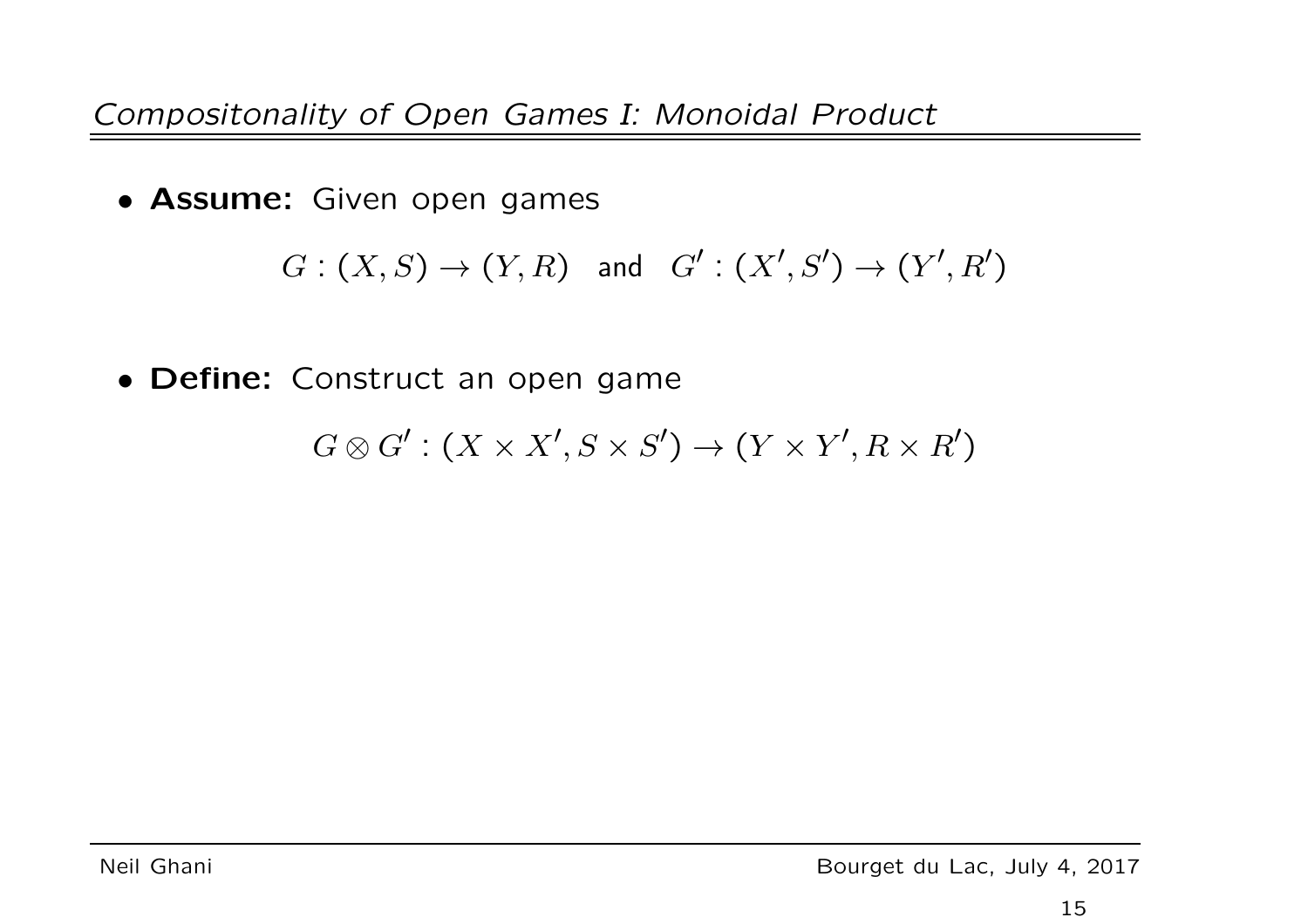## *Compositonality of Open Games I: Monoidal Product*

- **Assume:** Given open games

$$G : (X, S) \to (Y, R) \quad \text{and} \quad G' : (X', S') \to (Y', R')$$

- **Define:** Construct an open game

$$G \otimes G' : (X \times X', S \times S') \to (Y \times Y', R \times R')$$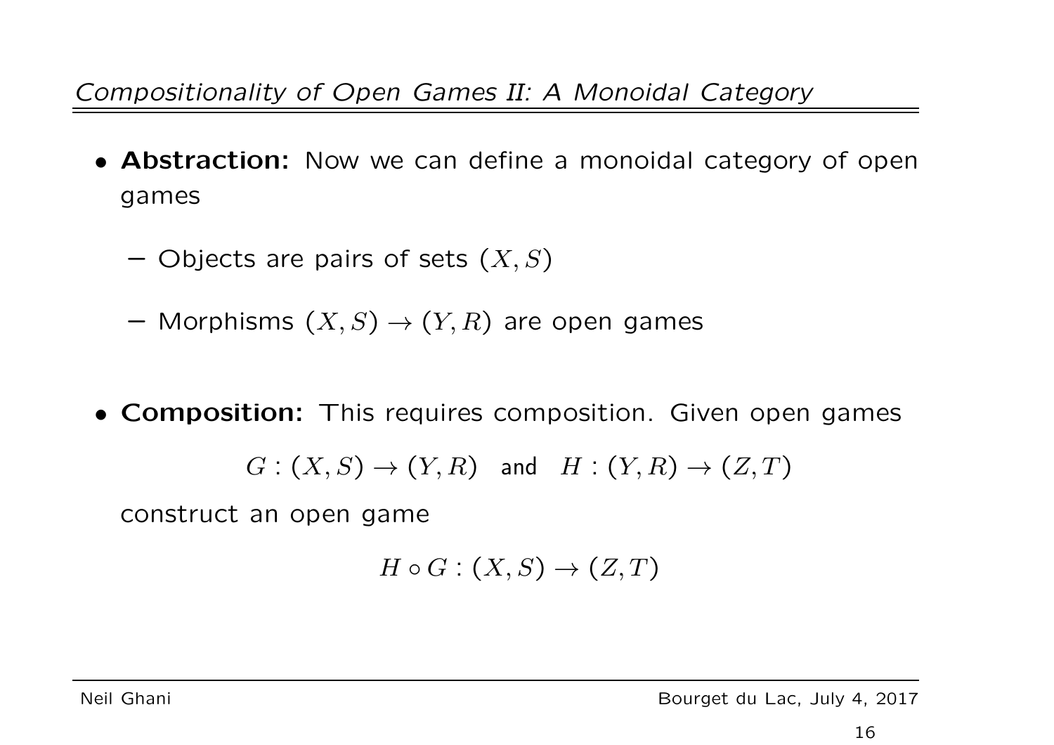## *Compositionality of Open Games II: A Monoidal Category*

- **Abstraction:** Now we can define a monoidal category of open games
  - Objects are pairs of sets $(X, S)$
  - Morphisms $(X, S) \to (Y, R)$ are open games
- **Composition:** This requires composition. Given open games

$$G : (X, S) \to (Y, R) \quad \text{and} \quad H : (Y, R) \to (Z, T)$$

  construct an open game

$$H \circ G : (X, S) \to (Z, T)$$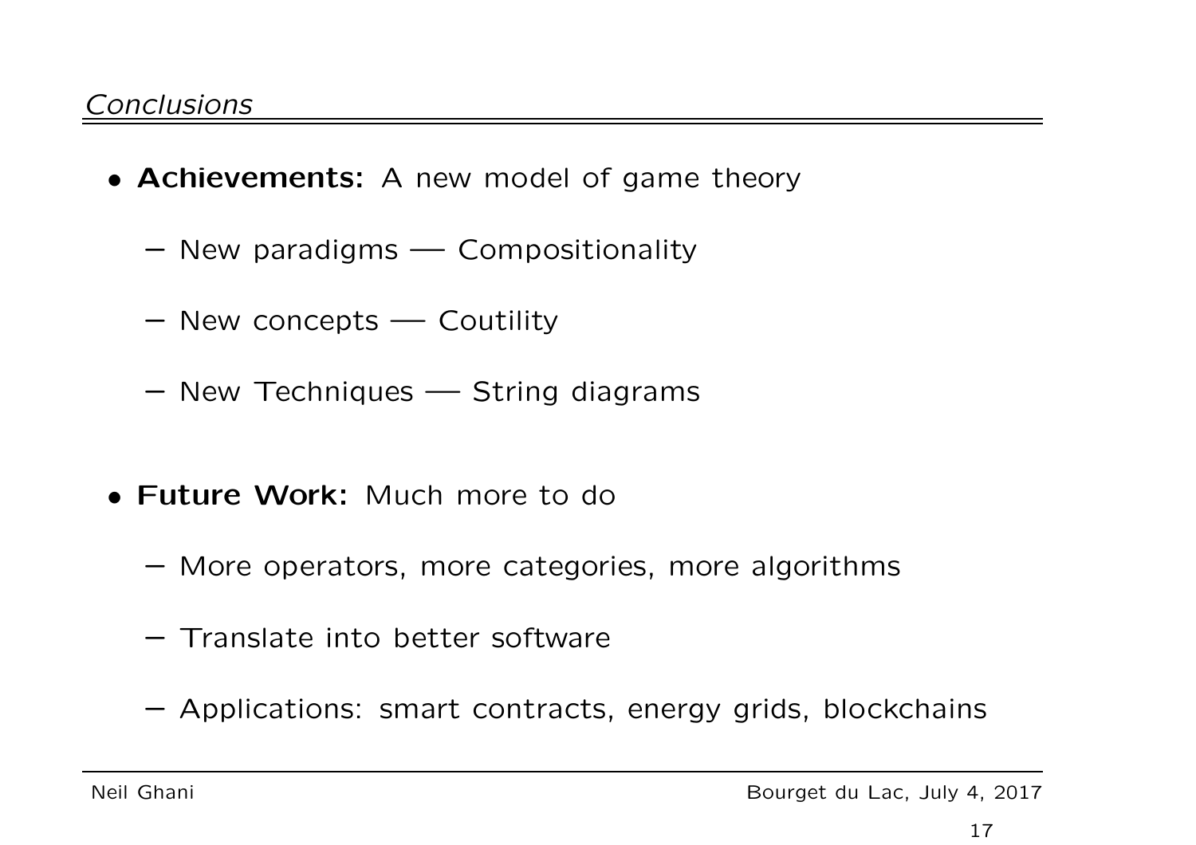## *Conclusions*

- **Achievements:** A new model of game theory
  - New paradigms — Compositionality
  - New concepts — Coutility
  - New Techniques — String diagrams

- **Future Work:** Much more to do
  - More operators, more categories, more algorithms
  - Translate into better software
  - Applications: smart contracts, energy grids, blockchains